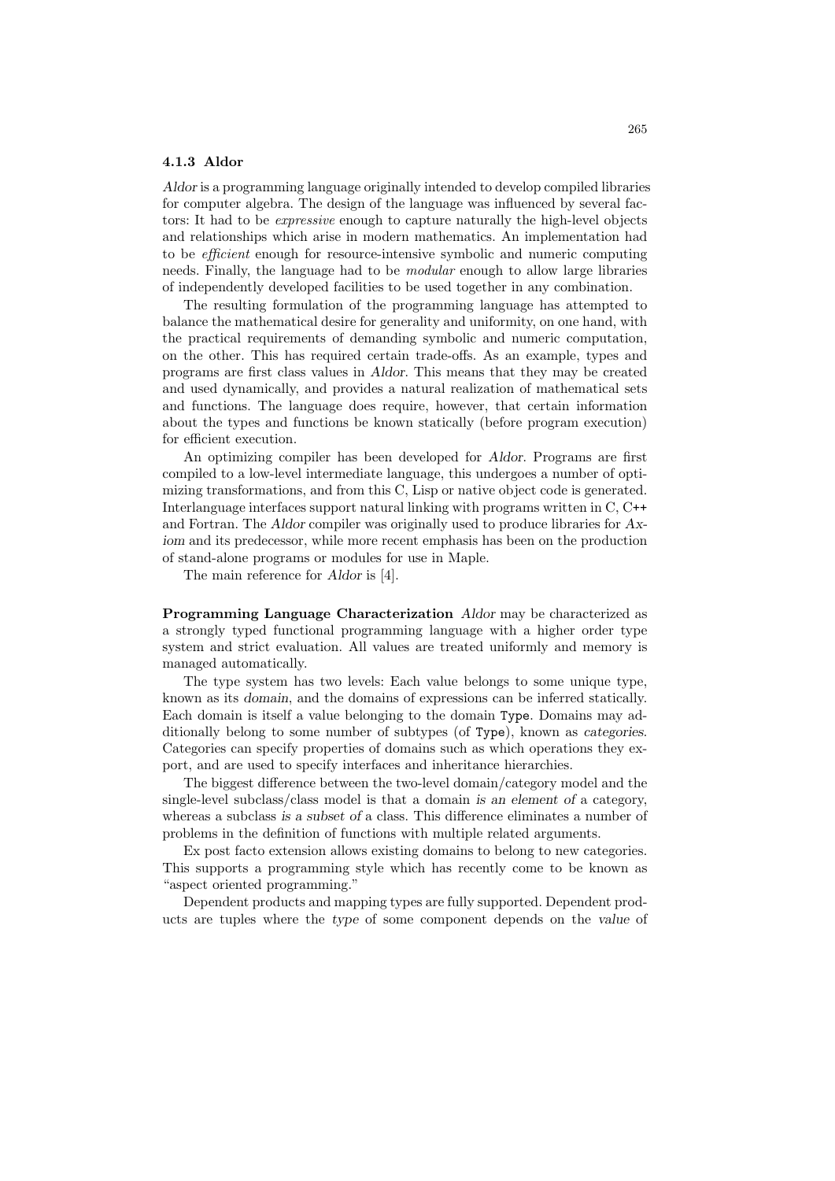### 4.1.3 Aldor

*Aldor* is a programming language originally intended to develop compiled libraries for computer algebra. The design of the language was influenced by several factors: It had to be *expressive* enough to capture naturally the high-level objects and relationships which arise in modern mathematics. An implementation had to be *efficient* enough for resource-intensive symbolic and numeric computing needs. Finally, the language had to be *modular* enough to allow large libraries of independently developed facilities to be used together in any combination.

The resulting formulation of the programming language has attempted to balance the mathematical desire for generality and uniformity, on one hand, with the practical requirements of demanding symbolic and numeric computation, on the other. This has required certain trade-offs. As an example, types and programs are first class values in *Aldor*. This means that they may be created and used dynamically, and provides a natural realization of mathematical sets and functions. The language does require, however, that certain information about the types and functions be known statically (before program execution) for efficient execution.

An optimizing compiler has been developed for *Aldor*. Programs are first compiled to a low-level intermediate language, this undergoes a number of optimizing transformations, and from this C, Lisp or native object code is generated. Interlanguage interfaces support natural linking with programs written in C, C++ and Fortran. The *Aldor* compiler was originally used to produce libraries for *Axiom* and its predecessor, while more recent emphasis has been on the production of stand-alone programs or modules for use in Maple.

The main reference for *Aldor* is [4].

**Programming Language Characterization** *Aldor* may be characterized as a strongly typed functional programming language with a higher order type system and strict evaluation. All values are treated uniformly and memory is managed automatically.

The type system has two levels: Each value belongs to some unique type, known as its *domain*, and the domains of expressions can be inferred statically. Each domain is itself a value belonging to the domain `Type`. Domains may additionally belong to some number of subtypes (of `Type`), known as *categories*. Categories can specify properties of domains such as which operations they export, and are used to specify interfaces and inheritance hierarchies.

The biggest difference between the two-level domain/category model and the single-level subclass/class model is that a domain *is an element of* a category, whereas a subclass *is a subset of* a class. This difference eliminates a number of problems in the definition of functions with multiple related arguments.

Ex post facto extension allows existing domains to belong to new categories. This supports a programming style which has recently come to be known as "aspect oriented programming."

Dependent products and mapping types are fully supported. Dependent products are tuples where the *type* of some component depends on the *value* of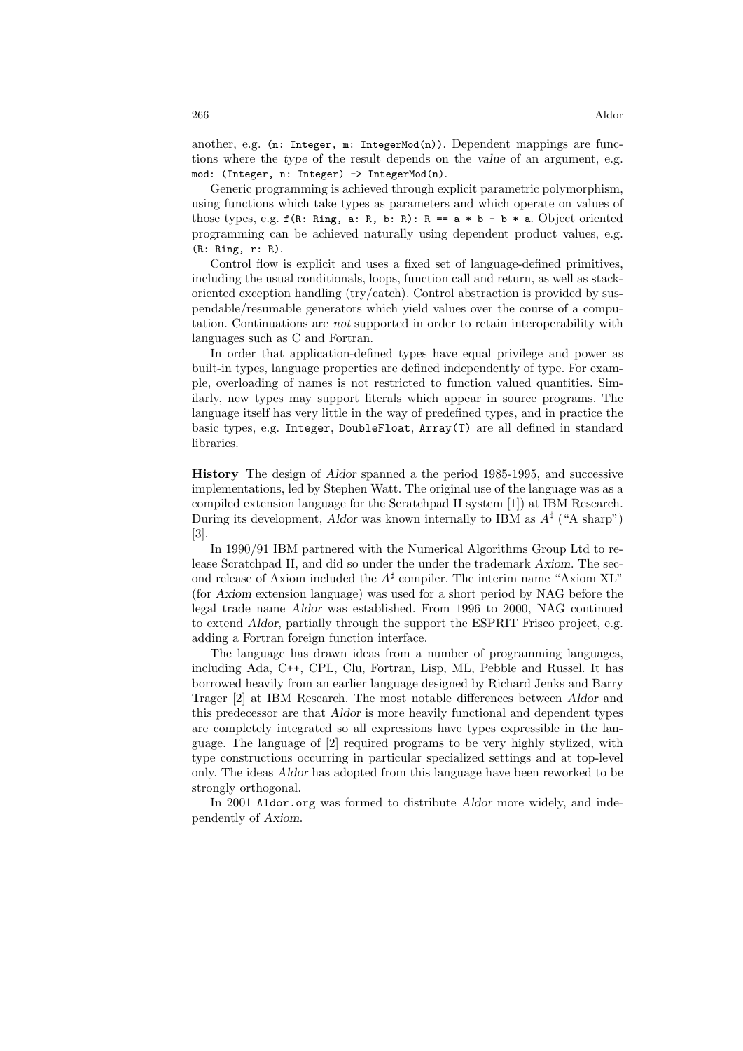another, e.g. `(n: Integer, m: IntegerMod(n))`. Dependent mappings are functions where the *type* of the result depends on the *value* of an argument, e.g. `mod: (Integer, n: Integer) -> IntegerMod(n)`.

Generic programming is achieved through explicit parametric polymorphism, using functions which take types as parameters and which operate on values of those types, e.g. `f(R: Ring, a: R, b: R): R == a * b - b * a`. Object oriented programming can be achieved naturally using dependent product values, e.g. `(R: Ring, r: R)`.

Control flow is explicit and uses a fixed set of language-defined primitives, including the usual conditionals, loops, function call and return, as well as stack-oriented exception handling (try/catch). Control abstraction is provided by suspendable/resumable generators which yield values over the course of a computation. Continuations are *not* supported in order to retain interoperability with languages such as C and Fortran.

In order that application-defined types have equal privilege and power as built-in types, language properties are defined independently of type. For example, overloading of names is not restricted to function valued quantities. Similarly, new types may support literals which appear in source programs. The language itself has very little in the way of predefined types, and in practice the basic types, e.g. `Integer`, `DoubleFloat`, `Array(T)` are all defined in standard libraries.

**History** The design of *Aldor* spanned a the period 1985-1995, and successive implementations, led by Stephen Watt. The original use of the language was as a compiled extension language for the Scratchpad II system [1]) at IBM Research. During its development, *Aldor* was known internally to IBM as $A^\sharp$ ("A sharp") [3].

In 1990/91 IBM partnered with the Numerical Algorithms Group Ltd to release Scratchpad II, and did so under the under the trademark *Axiom*. The second release of Axiom included the $A^\sharp$ compiler. The interim name "Axiom XL" (for *Axiom* extension language) was used for a short period by NAG before the legal trade name *Aldor* was established. From 1996 to 2000, NAG continued to extend *Aldor*, partially through the support the ESPRIT Frisco project, e.g. adding a Fortran foreign function interface.

The language has drawn ideas from a number of programming languages, including Ada, C++, CPL, Clu, Fortran, Lisp, ML, Pebble and Russel. It has borrowed heavily from an earlier language designed by Richard Jenks and Barry Trager [2] at IBM Research. The most notable differences between *Aldor* and this predecessor are that *Aldor* is more heavily functional and dependent types are completely integrated so all expressions have types expressible in the language. The language of [2] required programs to be very highly stylized, with type constructions occurring in particular specialized settings and at top-level only. The ideas *Aldor* has adopted from this language have been reworked to be strongly orthogonal.

In 2001 `Aldor.org` was formed to distribute *Aldor* more widely, and independently of *Axiom*.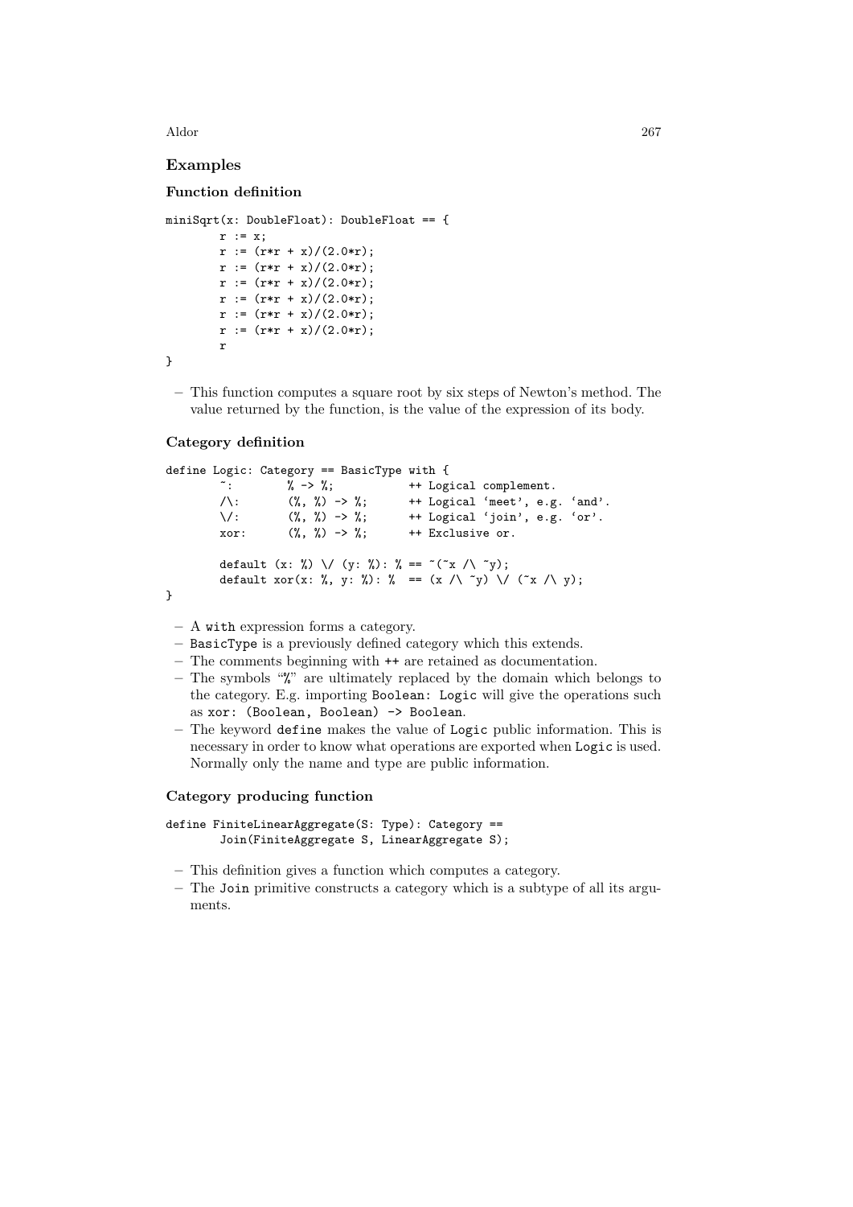## Examples

### Function definition

```
miniSqrt(x: DoubleFloat): DoubleFloat == {
        r := x;
        r := (r*r + x)/(2.0*r);
        r := (r*r + x)/(2.0*r);
        r := (r*r + x)/(2.0*r);
        r := (r*r + x)/(2.0*r);
        r := (r*r + x)/(2.0*r);
        r := (r*r + x)/(2.0*r);
        r
}
```

- This function computes a square root by six steps of Newton's method. The value returned by the function, is the value of the expression of its body.

### Category definition

```
define Logic: Category == BasicType with {
        ~:        % -> %;           ++ Logical complement.
        /\:       (%, %) -> %;      ++ Logical 'meet', e.g. 'and'.
        \/:       (%, %) -> %;      ++ Logical 'join', e.g. 'or'.
        xor:      (%, %) -> %;      ++ Exclusive or.

        default (x: %) \/ (y: %): % == ~(~x /\ ~y);
        default xor(x: %, y: %): %  == (x /\ ~y) \/ (~x /\ y);
}
```

- A `with` expression forms a category.
- `BasicType` is a previously defined category which this extends.
- The comments beginning with `++` are retained as documentation.
- The symbols "%" are ultimately replaced by the domain which belongs to the category. E.g. importing `Boolean: Logic` will give the operations such as `xor: (Boolean, Boolean) -> Boolean`.
- The keyword `define` makes the value of `Logic` public information. This is necessary in order to know what operations are exported when `Logic` is used. Normally only the name and type are public information.

### Category producing function

```
define FiniteLinearAggregate(S: Type): Category ==
        Join(FiniteAggregate S, LinearAggregate S);
```

- This definition gives a function which computes a category.
- The `Join` primitive constructs a category which is a subtype of all its arguments.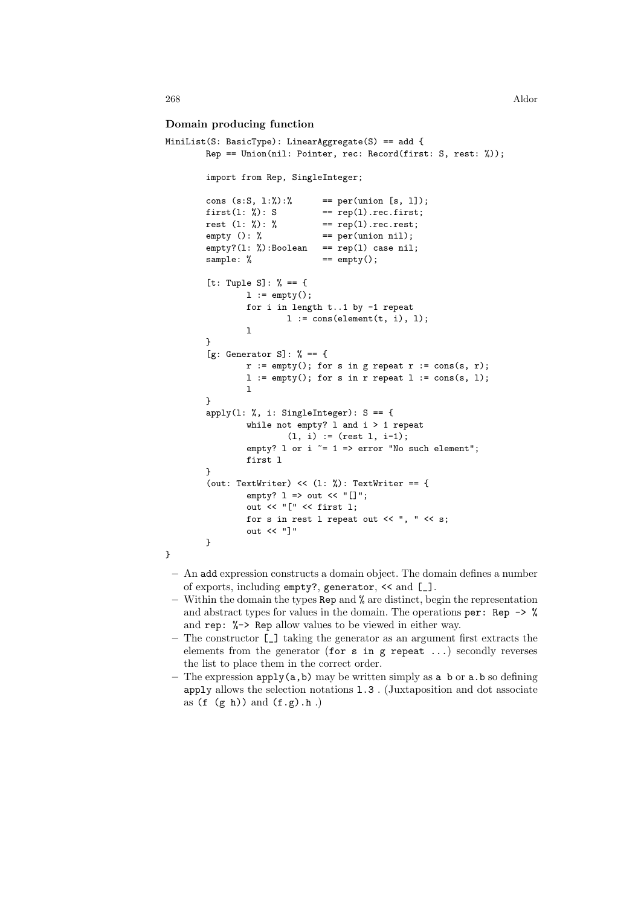### Domain producing function

```
MiniList(S: BasicType): LinearAggregate(S) == add {
        Rep == Union(nil: Pointer, rec: Record(first: S, rest: %));

        import from Rep, SingleInteger;

        cons (s:S, l:%):%       == per(union [s, l]);
        first(l: %): S          == rep(l).rec.first;
        rest (l: %): %          == rep(l).rec.rest;
        empty (): %             == per(union nil);
        empty?(l: %):Boolean    == rep(l) case nil;
        sample: %               == empty();

        [t: Tuple S]: % == {
                l := empty();
                for i in length t..1 by -1 repeat
                        l := cons(element(t, i), l);
                l
        }
        [g: Generator S]: % == {
                r := empty(); for s in g repeat r := cons(s, r);
                l := empty(); for s in r repeat l := cons(s, l);
                l
        }
        apply(l: %, i: SingleInteger): S == {
                while not empty? l and i > 1 repeat
                        (l, i) := (rest l, i-1);
                empty? l or i ~= 1 => error "No such element";
                first l
        }
        (out: TextWriter) << (l: %): TextWriter == {
                empty? l => out << "[]";
                out << "[" << first l;
                for s in rest l repeat out << ", " << s;
                out << "]"
        }
}
```

- An `add` expression constructs a domain object. The domain defines a number of exports, including `empty?`, `generator`, `<<` and `[_]`.
- Within the domain the types `Rep` and `%` are distinct, begin the representation and abstract types for values in the domain. The operations `per: Rep -> %` and `rep: %-> Rep` allow values to be viewed in either way.
- The constructor `[_]` taking the generator as an argument first extracts the elements from the generator (`for s in g repeat ...`) secondly reverses the list to place them in the correct order.
- The expression `apply(a,b)` may be written simply as `a b` or `a.b` so defining `apply` allows the selection notations `l.3` . (Juxtaposition and dot associate as `(f (g h))` and `(f.g).h` .)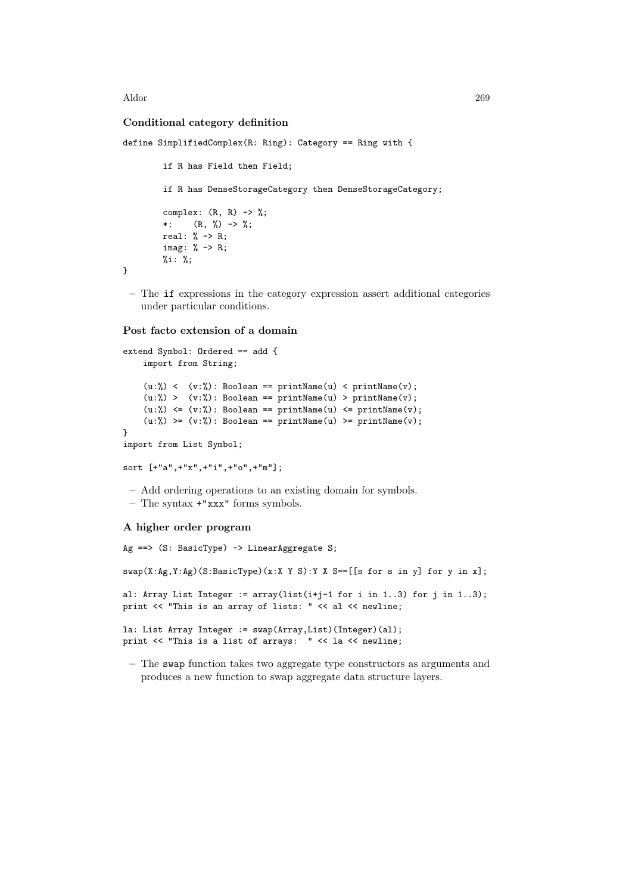### Conditional category definition

```
define SimplifiedComplex(R: Ring): Category == Ring with {

        if R has Field then Field;

        if R has DenseStorageCategory then DenseStorageCategory;

        complex: (R, R) -> %;
        *:    (R, %) -> %;
        real: % -> R;
        imag: % -> R;
        %i: %;
}
```

– The `if` expressions in the category expression assert additional categories under particular conditions.

### Post facto extension of a domain

```
extend Symbol: Ordered == add {
    import from String;

    (u:%) <  (v:%): Boolean == printName(u) < printName(v);
    (u:%) >  (v:%): Boolean == printName(u) > printName(v);
    (u:%) <= (v:%): Boolean == printName(u) <= printName(v);
    (u:%) >= (v:%): Boolean == printName(u) >= printName(v);
}
import from List Symbol;

sort [+"a",+"x",+"i",+"o",+"m"];
```

– Add ordering operations to an existing domain for symbols.
– The syntax `+"xxx"` forms symbols.

### A higher order program

```
Ag ==> (S: BasicType) -> LinearAggregate S;

swap(X:Ag,Y:Ag)(S:BasicType)(x:X Y S):Y X S==[[s for s in y] for y in x];

al: Array List Integer := array(list(i+j-1 for i in 1..3) for j in 1..3);
print << "This is an array of lists: " << al << newline;

la: List Array Integer := swap(Array,List)(Integer)(al);
print << "This is a list of arrays:  " << la << newline;
```

– The `swap` function takes two aggregate type constructors as arguments and produces a new function to swap aggregate data structure layers.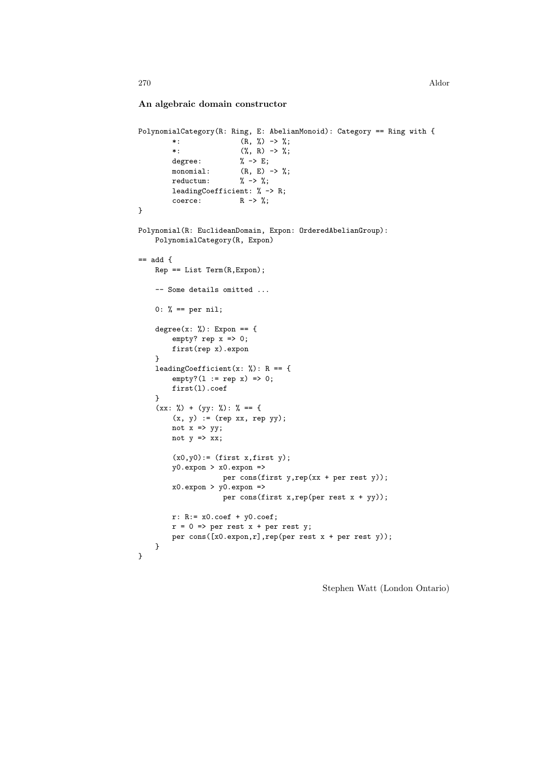**An algebraic domain constructor**

```
PolynomialCategory(R: Ring, E: AbelianMonoid): Category == Ring with {
        *:              (R, %) -> %;
        *:              (%, R) -> %;
        degree:         % -> E;
        monomial:       (R, E) -> %;
        reductum:       % -> %;
        leadingCoefficient: % -> R;
        coerce:         R -> %;
}

Polynomial(R: EuclideanDomain, Expon: OrderedAbelianGroup):
    PolynomialCategory(R, Expon)

== add {
    Rep == List Term(R,Expon);

    -- Some details omitted ...

    0: % == per nil;

    degree(x: %): Expon == {
        empty? rep x => 0;
        first(rep x).expon
    }
    leadingCoefficient(x: %): R == {
        empty?(l := rep x) => 0;
        first(l).coef
    }
    (xx: %) + (yy: %): % == {
        (x, y) := (rep xx, rep yy);
        not x => yy;
        not y => xx;

        (x0,y0):= (first x,first y);
        y0.expon > x0.expon =>
                    per cons(first y,rep(xx + per rest y));
        x0.expon > y0.expon =>
                    per cons(first x,rep(per rest x + yy));

        r: R:= x0.coef + y0.coef;
        r = 0 => per rest x + per rest y;
        per cons([x0.expon,r],rep(per rest x + per rest y));
    }
}
```

Stephen Watt (London Ontario)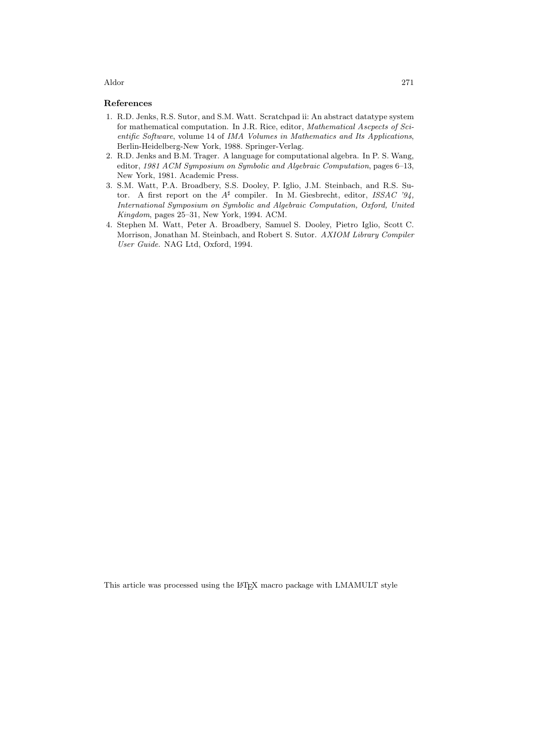### References

1. R.D. Jenks, R.S. Sutor, and S.M. Watt. Scratchpad ii: An abstract datatype system for mathematical computation. In J.R. Rice, editor, *Mathematical Ascpects of Scientific Software*, volume 14 of *IMA Volumes in Mathematics and Its Applications*, Berlin-Heidelberg-New York, 1988. Springer-Verlag.
2. R.D. Jenks and B.M. Trager. A language for computational algebra. In P. S. Wang, editor, *1981 ACM Symposium on Symbolic and Algebraic Computation*, pages 6–13, New York, 1981. Academic Press.
3. S.M. Watt, P.A. Broadbery, S.S. Dooley, P. Iglio, J.M. Steinbach, and R.S. Sutor. A first report on the $A^\sharp$ compiler. In M. Giesbrecht, editor, *ISSAC '94, International Symposium on Symbolic and Algebraic Computation, Oxford, United Kingdom*, pages 25–31, New York, 1994. ACM.
4. Stephen M. Watt, Peter A. Broadbery, Samuel S. Dooley, Pietro Iglio, Scott C. Morrison, Jonathan M. Steinbach, and Robert S. Sutor. *AXIOM Library Compiler User Guide*. NAG Ltd, Oxford, 1994.

This article was processed using the LaTeX macro package with LMAMULT style